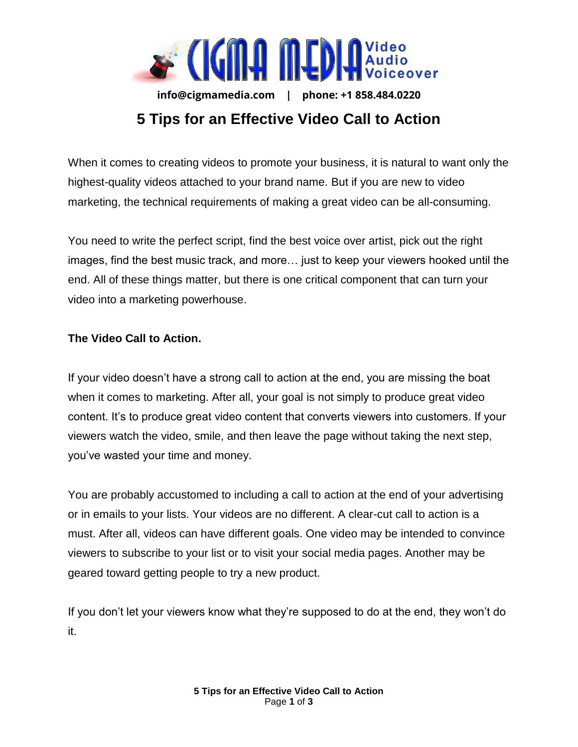info@cigmamedia.com | phone: +1 858.484.0220

# 5 Tips for an Effective Video Call to Action

When it comes to creating videos to promote your business, it is natural to want only the highest-quality videos attached to your brand name. But if you are new to video marketing, the technical requirements of making a great video can be all-consuming.

You need to write the perfect script, find the best voice over artist, pick out the right images, find the best music track, and more… just to keep your viewers hooked until the end. All of these things matter, but there is one critical component that can turn your video into a marketing powerhouse.

**The Video Call to Action.**

If your video doesn't have a strong call to action at the end, you are missing the boat when it comes to marketing. After all, your goal is not simply to produce great video content. It's to produce great video content that converts viewers into customers. If your viewers watch the video, smile, and then leave the page without taking the next step, you've wasted your time and money.

You are probably accustomed to including a call to action at the end of your advertising or in emails to your lists. Your videos are no different. A clear-cut call to action is a must. After all, videos can have different goals. One video may be intended to convince viewers to subscribe to your list or to visit your social media pages. Another may be geared toward getting people to try a new product.

If you don't let your viewers know what they're supposed to do at the end, they won't do it.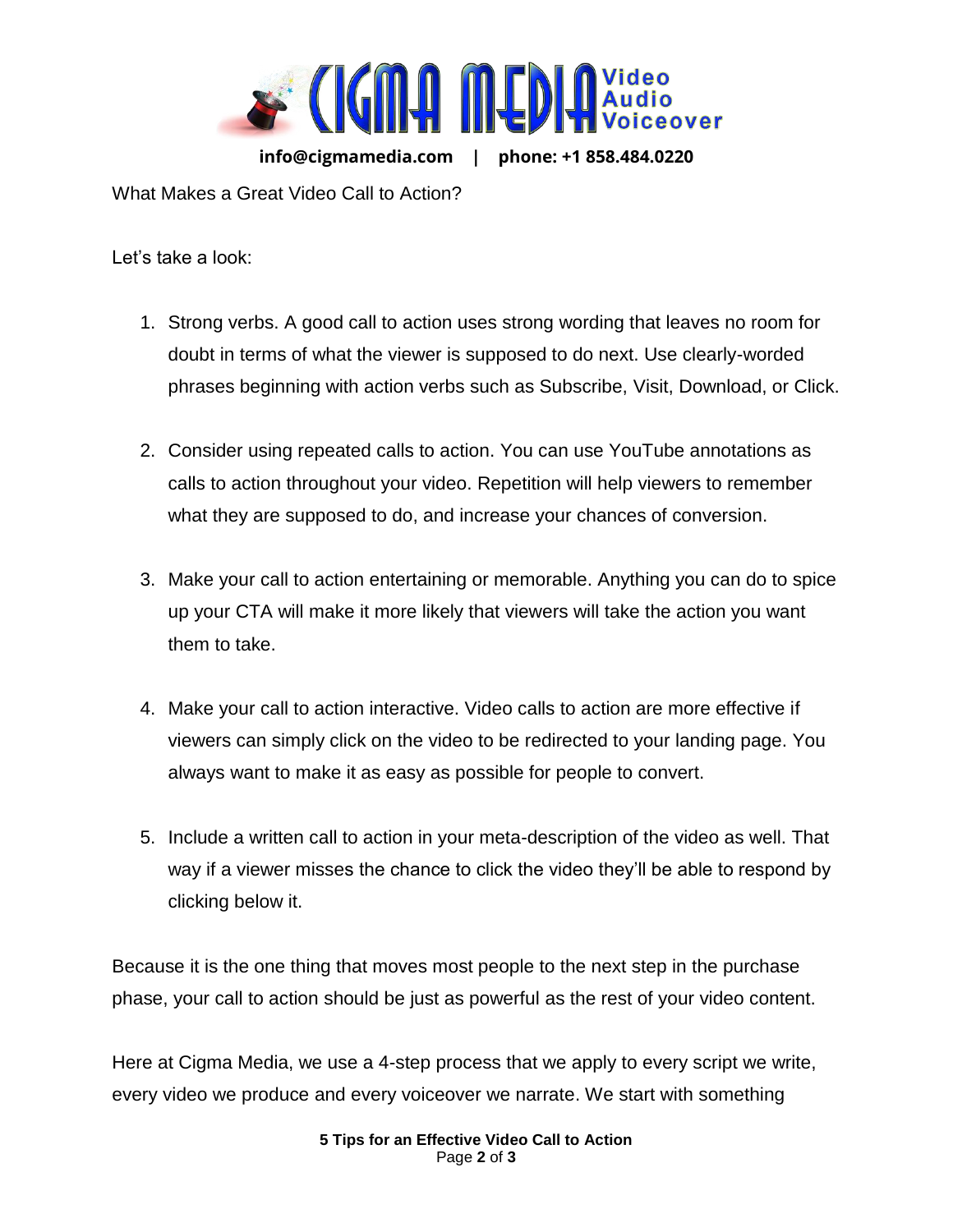What Makes a Great Video Call to Action?

Let's take a look:

1. Strong verbs. A good call to action uses strong wording that leaves no room for doubt in terms of what the viewer is supposed to do next. Use clearly-worded phrases beginning with action verbs such as Subscribe, Visit, Download, or Click.

2. Consider using repeated calls to action. You can use YouTube annotations as calls to action throughout your video. Repetition will help viewers to remember what they are supposed to do, and increase your chances of conversion.

3. Make your call to action entertaining or memorable. Anything you can do to spice up your CTA will make it more likely that viewers will take the action you want them to take.

4. Make your call to action interactive. Video calls to action are more effective if viewers can simply click on the video to be redirected to your landing page. You always want to make it as easy as possible for people to convert.

5. Include a written call to action in your meta-description of the video as well. That way if a viewer misses the chance to click the video they'll be able to respond by clicking below it.

Because it is the one thing that moves most people to the next step in the purchase phase, your call to action should be just as powerful as the rest of your video content.

Here at Cigma Media, we use a 4-step process that we apply to every script we write, every video we produce and every voiceover we narrate. We start with something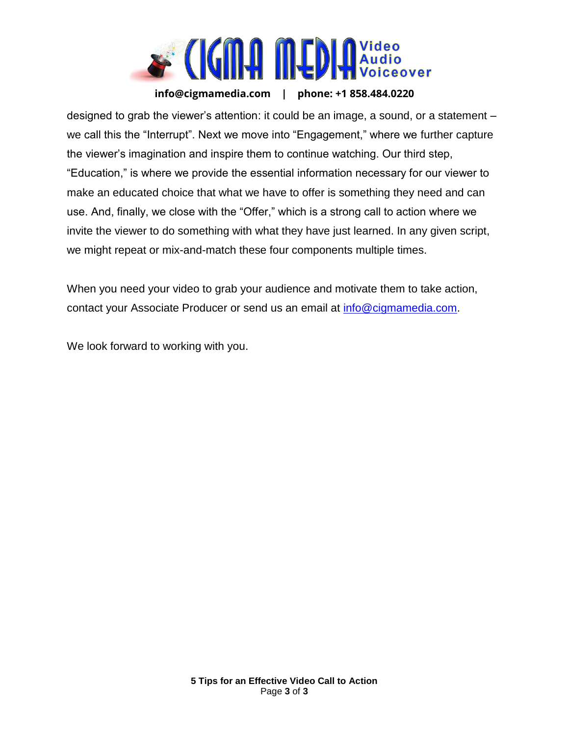designed to grab the viewer's attention: it could be an image, a sound, or a statement – we call this the "Interrupt". Next we move into "Engagement," where we further capture the viewer's imagination and inspire them to continue watching. Our third step, "Education," is where we provide the essential information necessary for our viewer to make an educated choice that what we have to offer is something they need and can use. And, finally, we close with the "Offer," which is a strong call to action where we invite the viewer to do something with what they have just learned. In any given script, we might repeat or mix-and-match these four components multiple times.

When you need your video to grab your audience and motivate them to take action, contact your Associate Producer or send us an email at info@cigmamedia.com.

We look forward to working with you.